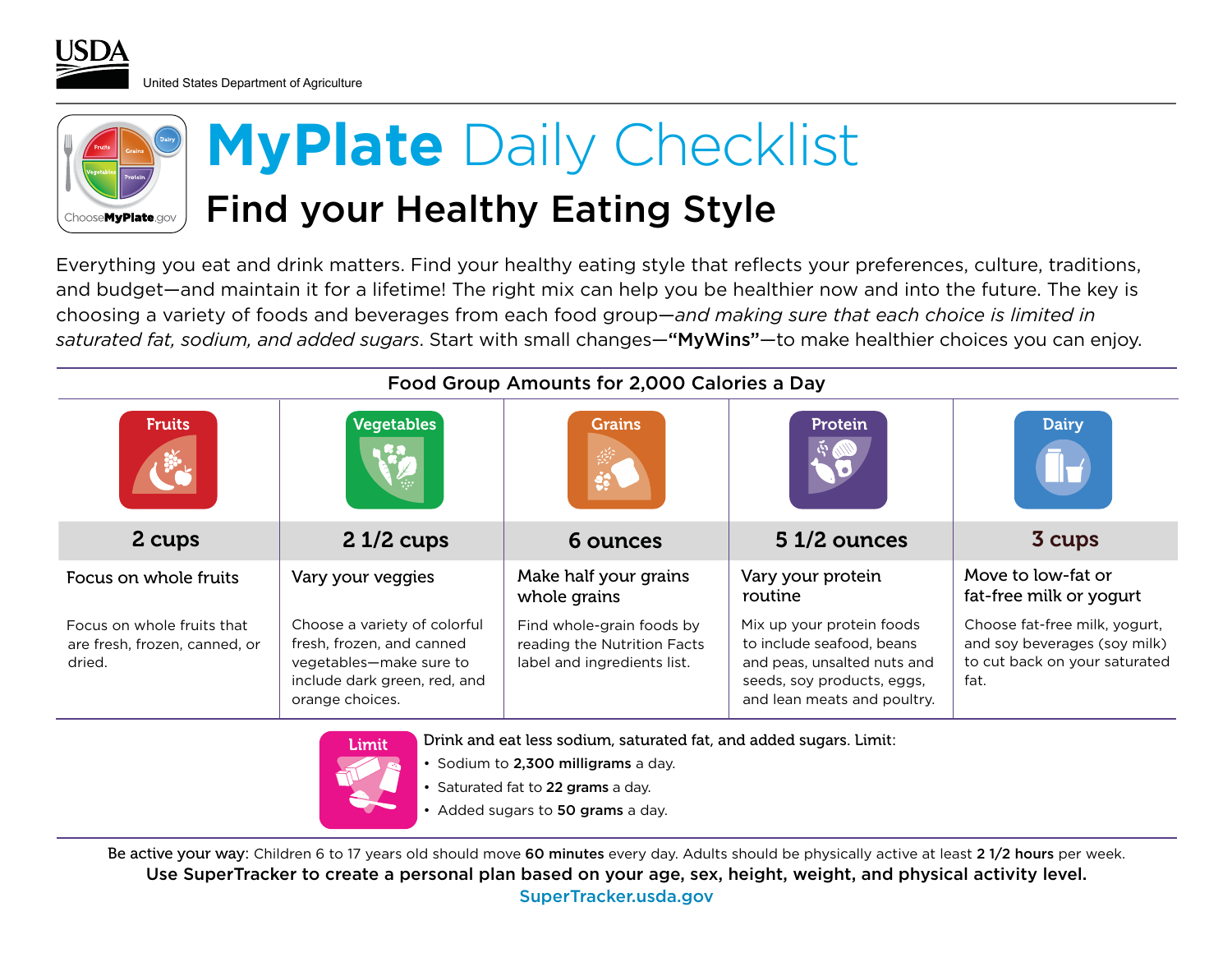USDA
United States Department of Agriculture

# MyPlate Daily Checklist

## Find your Healthy Eating Style

Everything you eat and drink matters. Find your healthy eating style that reflects your preferences, culture, traditions, and budget—and maintain it for a lifetime! The right mix can help you be healthier now and into the future. The key is choosing a variety of foods and beverages from each food group—*and making sure that each choice is limited in saturated fat, sodium, and added sugars*. Start with small changes—**"MyWins"**—to make healthier choices you can enjoy.

### Food Group Amounts for 2,000 Calories a Day

| Fruits | Vegetables | Grains | Protein | Dairy |
|---|---|---|---|---|
| **2 cups** | **2 1/2 cups** | **6 ounces** | **5 1/2 ounces** | **3 cups** |
| Focus on whole fruits | Vary your veggies | Make half your grains whole grains | Vary your protein routine | Move to low-fat or fat-free milk or yogurt |
| Focus on whole fruits that are fresh, frozen, canned, or dried. | Choose a variety of colorful fresh, frozen, and canned vegetables—make sure to include dark green, red, and orange choices. | Find whole-grain foods by reading the Nutrition Facts label and ingredients list. | Mix up your protein foods to include seafood, beans and peas, unsalted nuts and seeds, soy products, eggs, and lean meats and poultry. | Choose fat-free milk, yogurt, and soy beverages (soy milk) to cut back on your saturated fat. |

**Limit**

Drink and eat less sodium, saturated fat, and added sugars. Limit:

- Sodium to **2,300 milligrams** a day.
- Saturated fat to **22 grams** a day.
- Added sugars to **50 grams** a day.

Be active your way: Children 6 to 17 years old should move **60 minutes** every day. Adults should be physically active at least **2 1/2 hours** per week.

**Use SuperTracker to create a personal plan based on your age, sex, height, weight, and physical activity level.**

SuperTracker.usda.gov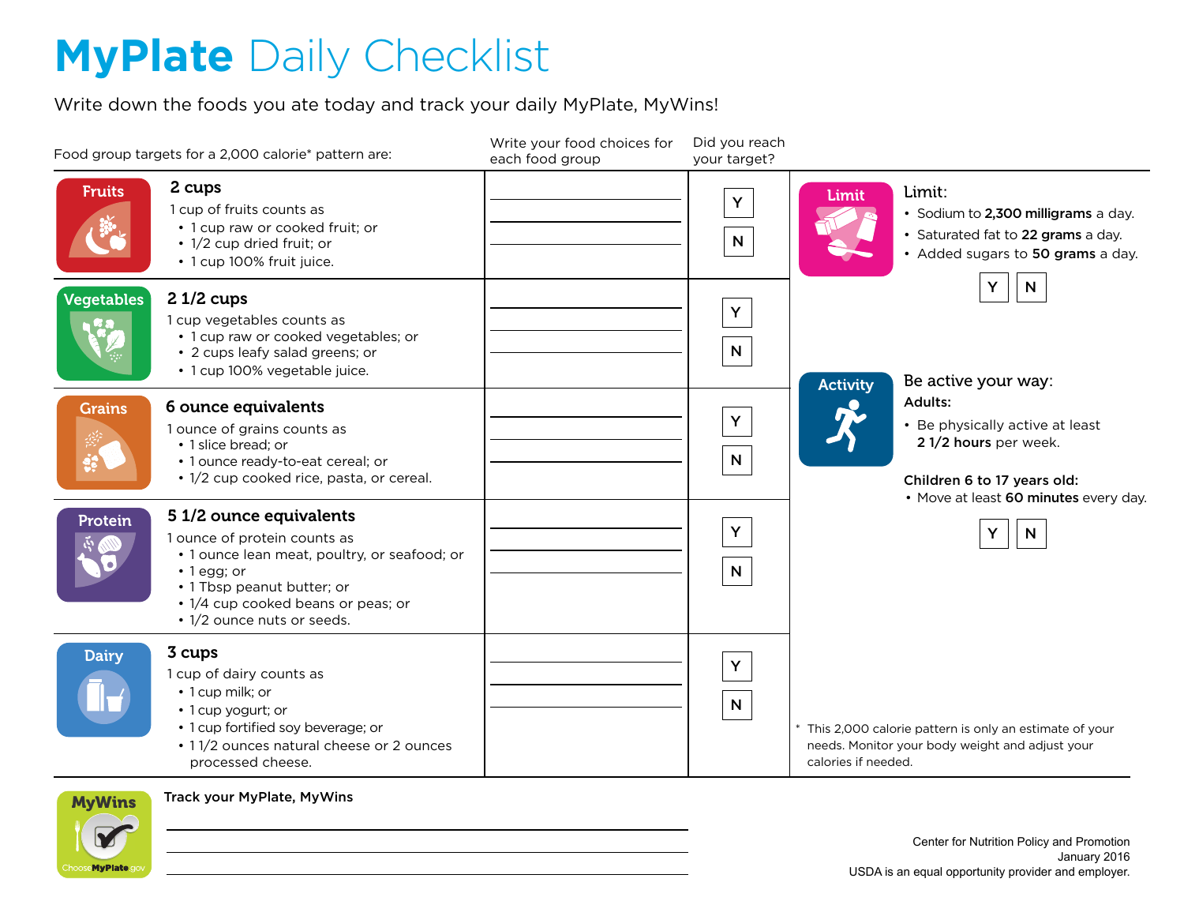# MyPlate Daily Checklist

Write down the foods you ate today and track your daily MyPlate, MyWins!

| Food group targets for a 2,000 calorie* pattern are: | | Write your food choices for each food group | Did you reach your target? |
|---|---|---|---|
| Fruits | **2 cups**<br>1 cup of fruits counts as<br>• 1 cup raw or cooked fruit; or<br>• 1/2 cup dried fruit; or<br>• 1 cup 100% fruit juice. | | Y N |
| Vegetables | **2 1/2 cups**<br>1 cup vegetables counts as<br>• 1 cup raw or cooked vegetables; or<br>• 2 cups leafy salad greens; or<br>• 1 cup 100% vegetable juice. | | Y N |
| Grains | **6 ounce equivalents**<br>1 ounce of grains counts as<br>• 1 slice bread; or<br>• 1 ounce ready-to-eat cereal; or<br>• 1/2 cup cooked rice, pasta, or cereal. | | Y N |
| Protein | **5 1/2 ounce equivalents**<br>1 ounce of protein counts as<br>• 1 ounce lean meat, poultry, or seafood; or<br>• 1 egg; or<br>• 1 Tbsp peanut butter; or<br>• 1/4 cup cooked beans or peas; or<br>• 1/2 ounce nuts or seeds. | | Y N |
| Dairy | **3 cups**<br>1 cup of dairy counts as<br>• 1 cup milk; or<br>• 1 cup yogurt; or<br>• 1 cup fortified soy beverage; or<br>• 1 1/2 ounces natural cheese or 2 ounces processed cheese. | | Y N |

## Limit

Limit:
- Sodium to **2,300 milligrams** a day.
- Saturated fat to **22 grams** a day.
- Added sugars to **50 grams** a day.

Y N

## Activity

Be active your way:

**Adults:**
- Be physically active at least **2 1/2 hours** per week.

**Children 6 to 17 years old:**
- Move at least **60 minutes** every day.

Y N

* This 2,000 calorie pattern is only an estimate of your needs. Monitor your body weight and adjust your calories if needed.

## MyWins

**Track your MyPlate, MyWins**

ChooseMyPlate.gov

Center for Nutrition Policy and Promotion
January 2016
USDA is an equal opportunity provider and employer.